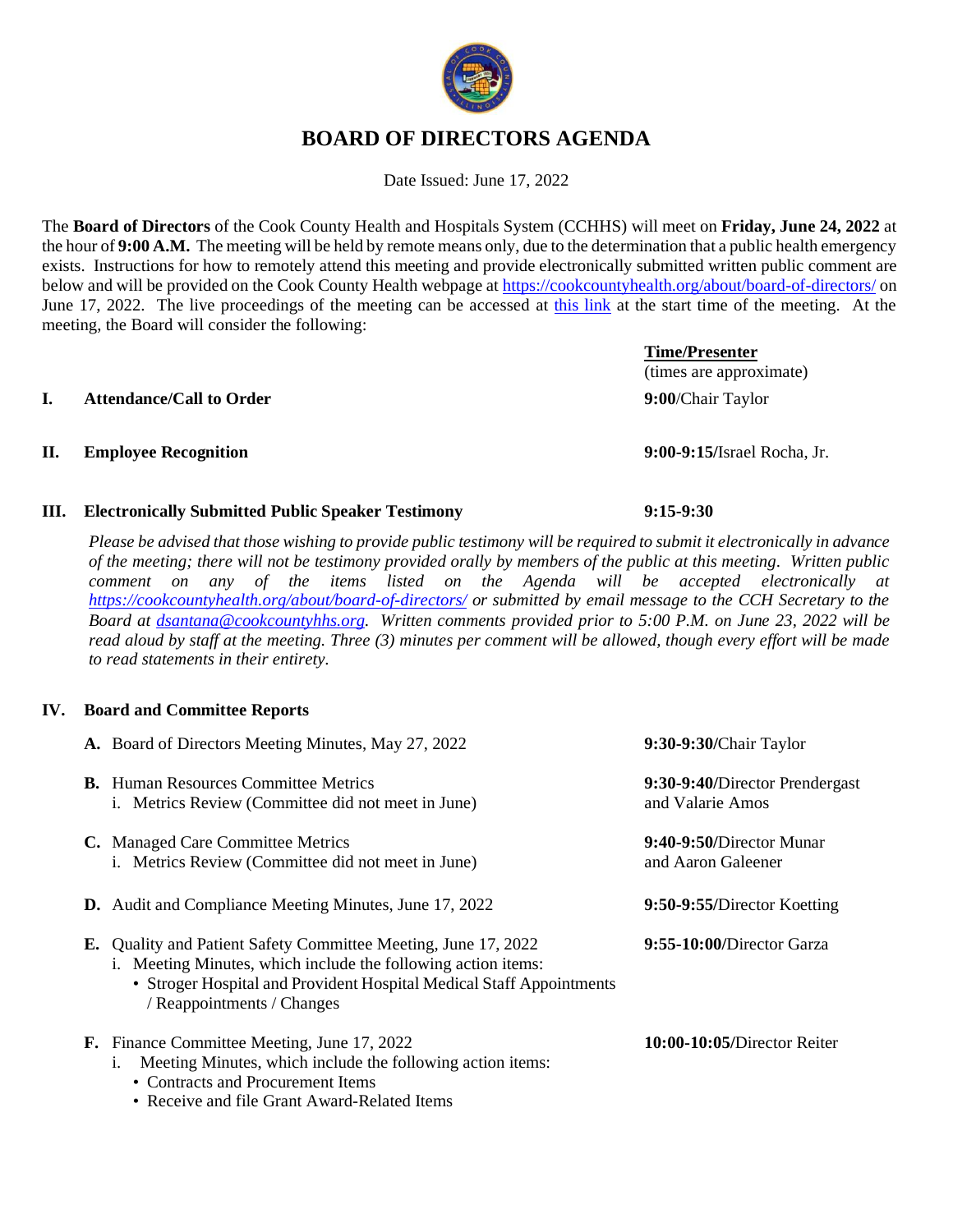# BOARD OF DIRECTORS AGENDA

Date Issued: June 17, 2022

The **Board of Directors** of the Cook County Health and Hospitals System (CCHHS) will meet on **Friday, June 24, 2022** at the hour of **9:00 A.M.** The meeting will be held by remote means only, due to the determination that a public health emergency exists. Instructions for how to remotely attend this meeting and provide electronically submitted written public comment are below and will be provided on the Cook County Health webpage at https://cookcountyhealth.org/about/board-of-directors/ on June 17, 2022. The live proceedings of the meeting can be accessed at this link at the start time of the meeting. At the meeting, the Board will consider the following:

| | | **Time/Presenter** (times are approximate) |
|---|---|---|
| **I.** | **Attendance/Call to Order** | **9:00**/Chair Taylor |
| **II.** | **Employee Recognition** | **9:00-9:15/**Israel Rocha, Jr. |
| **III.** | **Electronically Submitted Public Speaker Testimony** | **9:15-9:30** |

*Please be advised that those wishing to provide public testimony will be required to submit it electronically in advance of the meeting; there will not be testimony provided orally by members of the public at this meeting. Written public comment on any of the items listed on the Agenda will be accepted electronically at https://cookcountyhealth.org/about/board-of-directors/ or submitted by email message to the CCH Secretary to the Board at dsantana@cookcountyhhs.org. Written comments provided prior to 5:00 P.M. on June 23, 2022 will be read aloud by staff at the meeting. Three (3) minutes per comment will be allowed, though every effort will be made to read statements in their entirety.*

## IV. Board and Committee Reports

**A.** Board of Directors Meeting Minutes, May 27, 2022 — **9:30-9:30/**Chair Taylor

**B.** Human Resources Committee Metrics — **9:30-9:40/**Director Prendergast and Valarie Amos
  i. Metrics Review (Committee did not meet in June)

**C.** Managed Care Committee Metrics — **9:40-9:50/**Director Munar and Aaron Galeener
  i. Metrics Review (Committee did not meet in June)

**D.** Audit and Compliance Meeting Minutes, June 17, 2022 — **9:50-9:55/**Director Koetting

**E.** Quality and Patient Safety Committee Meeting, June 17, 2022 — **9:55-10:00/**Director Garza
  i. Meeting Minutes, which include the following action items:
  - Stroger Hospital and Provident Hospital Medical Staff Appointments / Reappointments / Changes

**F.** Finance Committee Meeting, June 17, 2022 — **10:00-10:05/**Director Reiter
  i. Meeting Minutes, which include the following action items:
  - Contracts and Procurement Items
  - Receive and file Grant Award-Related Items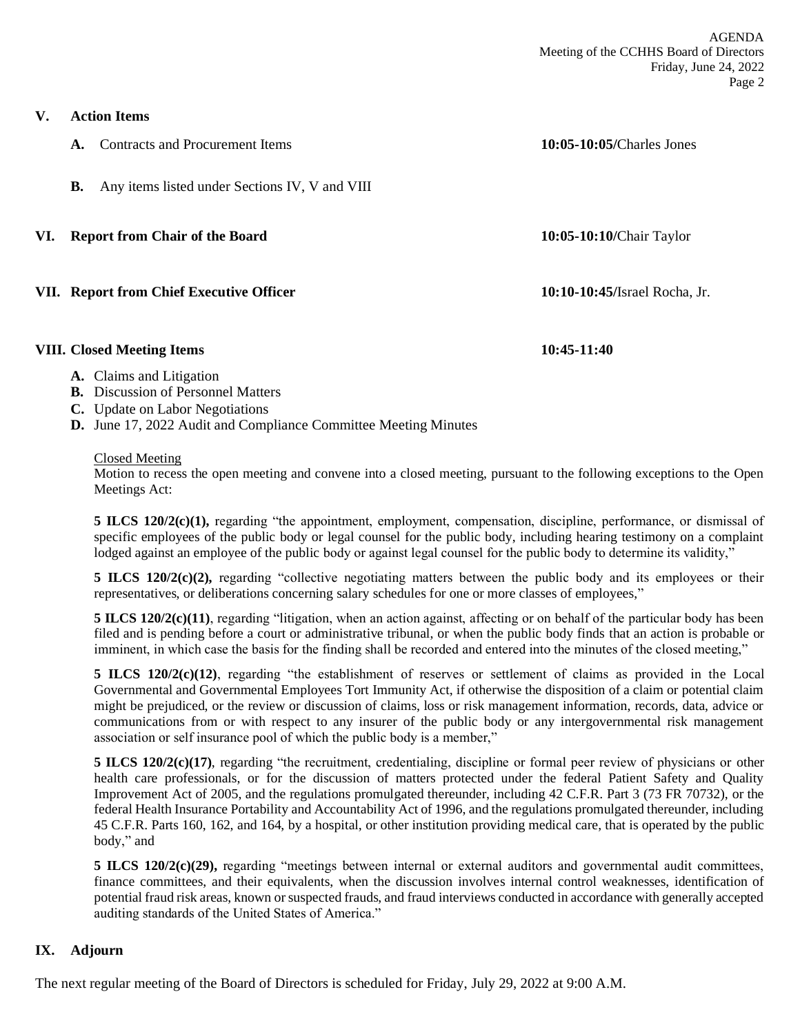## V. Action Items

**A.** Contracts and Procurement Items — **10:05-10:05/**Charles Jones

**B.** Any items listed under Sections IV, V and VIII

## VI. Report from Chair of the Board — **10:05-10:10/**Chair Taylor

## VII. Report from Chief Executive Officer — **10:10-10:45/**Israel Rocha, Jr.

## VIII. Closed Meeting Items — **10:45-11:40**

**A.** Claims and Litigation
**B.** Discussion of Personnel Matters
**C.** Update on Labor Negotiations
**D.** June 17, 2022 Audit and Compliance Committee Meeting Minutes

Closed Meeting

Motion to recess the open meeting and convene into a closed meeting, pursuant to the following exceptions to the Open Meetings Act:

**5 ILCS 120/2(c)(1),** regarding "the appointment, employment, compensation, discipline, performance, or dismissal of specific employees of the public body or legal counsel for the public body, including hearing testimony on a complaint lodged against an employee of the public body or against legal counsel for the public body to determine its validity,"

**5 ILCS 120/2(c)(2),** regarding "collective negotiating matters between the public body and its employees or their representatives, or deliberations concerning salary schedules for one or more classes of employees,"

**5 ILCS 120/2(c)(11)**, regarding "litigation, when an action against, affecting or on behalf of the particular body has been filed and is pending before a court or administrative tribunal, or when the public body finds that an action is probable or imminent, in which case the basis for the finding shall be recorded and entered into the minutes of the closed meeting,"

**5 ILCS 120/2(c)(12)**, regarding "the establishment of reserves or settlement of claims as provided in the Local Governmental and Governmental Employees Tort Immunity Act, if otherwise the disposition of a claim or potential claim might be prejudiced, or the review or discussion of claims, loss or risk management information, records, data, advice or communications from or with respect to any insurer of the public body or any intergovernmental risk management association or self insurance pool of which the public body is a member,"

**5 ILCS 120/2(c)(17)**, regarding "the recruitment, credentialing, discipline or formal peer review of physicians or other health care professionals, or for the discussion of matters protected under the federal Patient Safety and Quality Improvement Act of 2005, and the regulations promulgated thereunder, including 42 C.F.R. Part 3 (73 FR 70732), or the federal Health Insurance Portability and Accountability Act of 1996, and the regulations promulgated thereunder, including 45 C.F.R. Parts 160, 162, and 164, by a hospital, or other institution providing medical care, that is operated by the public body," and

**5 ILCS 120/2(c)(29),** regarding "meetings between internal or external auditors and governmental audit committees, finance committees, and their equivalents, when the discussion involves internal control weaknesses, identification of potential fraud risk areas, known or suspected frauds, and fraud interviews conducted in accordance with generally accepted auditing standards of the United States of America."

## IX. Adjourn

The next regular meeting of the Board of Directors is scheduled for Friday, July 29, 2022 at 9:00 A.M.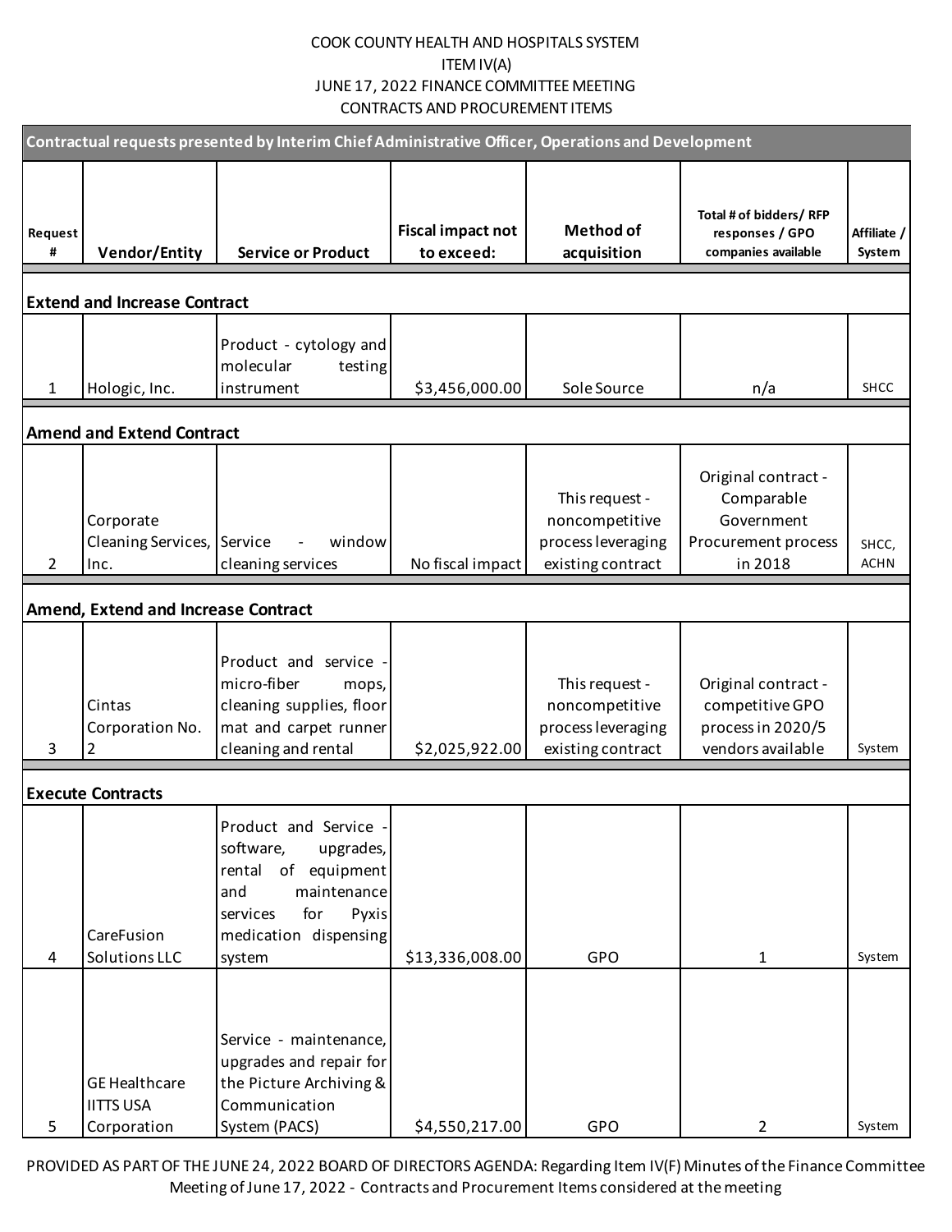COOK COUNTY HEALTH AND HOSPITALS SYSTEM

ITEM IV(A)

JUNE 17, 2022 FINANCE COMMITTEE MEETING

CONTRACTS AND PROCUREMENT ITEMS

| Contractual requests presented by Interim Chief Administrative Officer, Operations and Development | | | | | | |
|---|---|---|---|---|---|---|
| **Request #** | **Vendor/Entity** | **Service or Product** | **Fiscal impact not to exceed:** | **Method of acquisition** | **Total # of bidders/ RFP responses / GPO companies available** | **Affiliate / System** |
| **Extend and Increase Contract** | | | | | | |
| 1 | Hologic, Inc. | Product - cytology and molecular testing instrument | $3,456,000.00 | Sole Source | n/a | SHCC |
| **Amend and Extend Contract** | | | | | | |
| 2 | Corporate Cleaning Services, Inc. | Service - window cleaning services | No fiscal impact | This request - noncompetitive process leveraging existing contract | Original contract - Comparable Government Procurement process in 2018 | SHCC, ACHN |
| **Amend, Extend and Increase Contract** | | | | | | |
| 3 | Cintas Corporation No. 2 | Product and service - micro-fiber mops, cleaning supplies, floor mat and carpet runner cleaning and rental | $2,025,922.00 | This request - noncompetitive process leveraging existing contract | Original contract - competitive GPO process in 2020/5 vendors available | System |
| **Execute Contracts** | | | | | | |
| 4 | CareFusion Solutions LLC | Product and Service - software, upgrades, rental of equipment and maintenance services for Pyxis medication dispensing system | $13,336,008.00 | GPO | 1 | System |
| 5 | GE Healthcare IITTS USA Corporation | Service - maintenance, upgrades and repair for the Picture Archiving & Communication System (PACS) | $4,550,217.00 | GPO | 2 | System |

PROVIDED AS PART OF THE JUNE 24, 2022 BOARD OF DIRECTORS AGENDA: Regarding Item IV(F) Minutes of the Finance Committee Meeting of June 17, 2022 - Contracts and Procurement Items considered at the meeting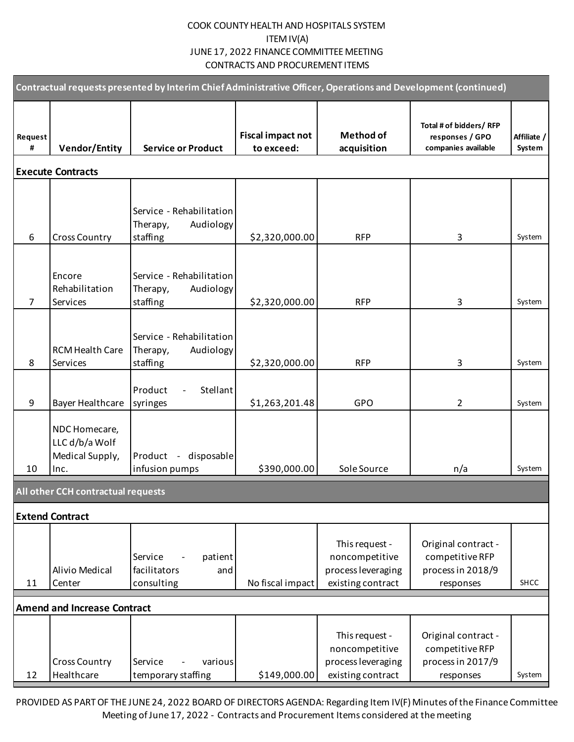COOK COUNTY HEALTH AND HOSPITALS SYSTEM
ITEM IV(A)
JUNE 17, 2022 FINANCE COMMITTEE MEETING
CONTRACTS AND PROCUREMENT ITEMS

| Contractual requests presented by Interim Chief Administrative Officer, Operations and Development (continued) | | | | | | |
|---|---|---|---|---|---|---|
| **Request #** | **Vendor/Entity** | **Service or Product** | **Fiscal impact not to exceed:** | **Method of acquisition** | **Total # of bidders/ RFP responses / GPO companies available** | **Affiliate / System** |
| **Execute Contracts** | | | | | | |
| 6 | Cross Country | Service - Rehabilitation Therapy, Audiology staffing | $2,320,000.00 | RFP | 3 | System |
| 7 | Encore Rehabilitation Services | Service - Rehabilitation Therapy, Audiology staffing | $2,320,000.00 | RFP | 3 | System |
| 8 | RCM Health Care Services | Service - Rehabilitation Therapy, Audiology staffing | $2,320,000.00 | RFP | 3 | System |
| 9 | Bayer Healthcare | Product - Stellant syringes | $1,263,201.48 | GPO | 2 | System |
| 10 | NDC Homecare, LLC d/b/a Wolf Medical Supply, Inc. | Product - disposable infusion pumps | $390,000.00 | Sole Source | n/a | System |
| **All other CCH contractual requests** | | | | | | |
| **Extend Contract** | | | | | | |
| 11 | Alivio Medical Center | Service - patient facilitators and consulting | No fiscal impact | This request - noncompetitive process leveraging existing contract | Original contract - competitive RFP process in 2018/9 responses | SHCC |
| **Amend and Increase Contract** | | | | | | |
| 12 | Cross Country Healthcare | Service - various temporary staffing | $149,000.00 | This request - noncompetitive process leveraging existing contract | Original contract - competitive RFP process in 2017/9 responses | System |

PROVIDED AS PART OF THE JUNE 24, 2022 BOARD OF DIRECTORS AGENDA: Regarding Item IV(F) Minutes of the Finance Committee Meeting of June 17, 2022 - Contracts and Procurement Items considered at the meeting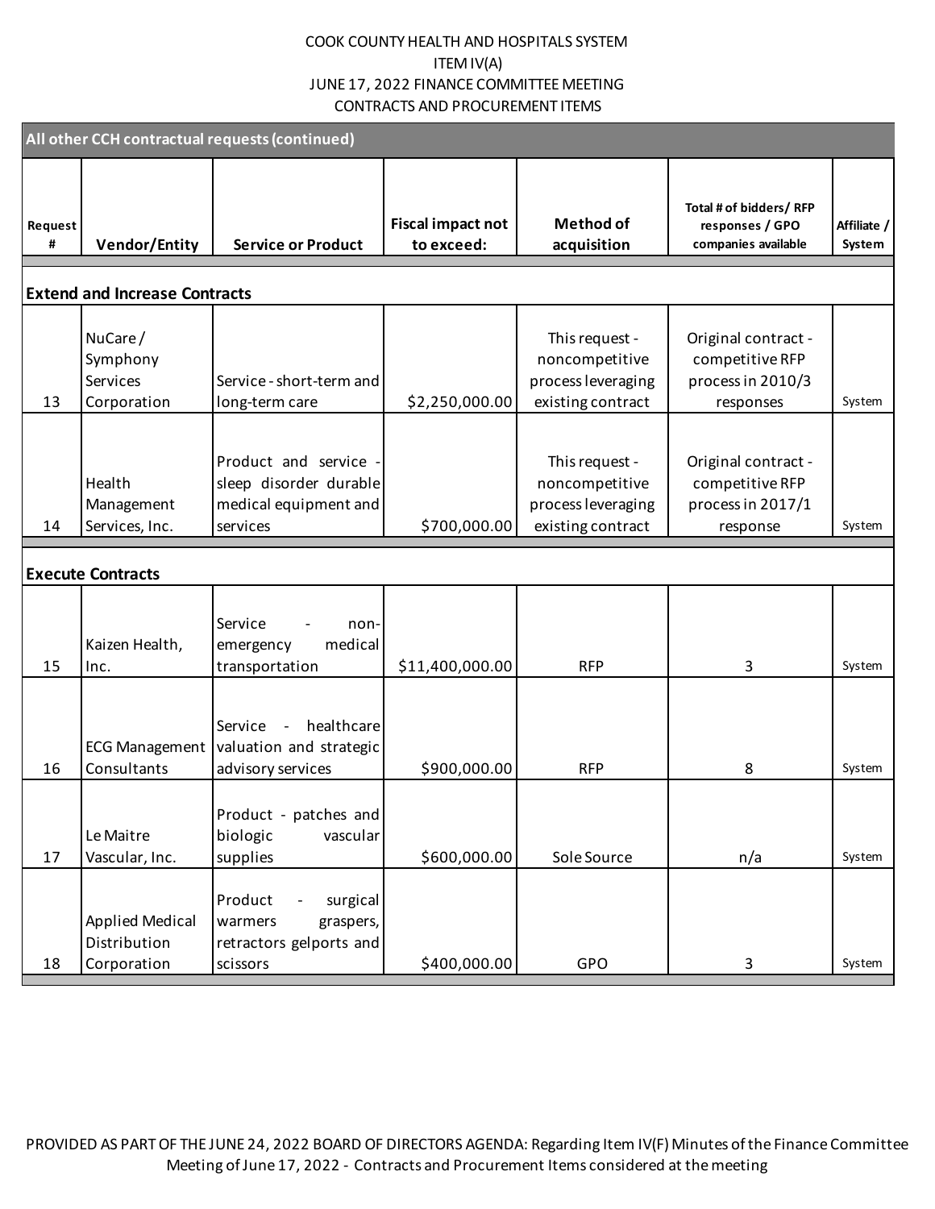COOK COUNTY HEALTH AND HOSPITALS SYSTEM
ITEM IV(A)
JUNE 17, 2022 FINANCE COMMITTEE MEETING
CONTRACTS AND PROCUREMENT ITEMS

| All other CCH contractual requests (continued) | | | | | | |
|---|---|---|---|---|---|---|
| **Request #** | **Vendor/Entity** | **Service or Product** | **Fiscal impact not to exceed:** | **Method of acquisition** | **Total # of bidders/ RFP responses / GPO companies available** | **Affiliate / System** |
| **Extend and Increase Contracts** | | | | | | |
| 13 | NuCare / Symphony Services Corporation | Service - short-term and long-term care | $2,250,000.00 | This request - noncompetitive process leveraging existing contract | Original contract - competitive RFP process in 2010/3 responses | System |
| 14 | Health Management Services, Inc. | Product and service - sleep disorder durable medical equipment and services | $700,000.00 | This request - noncompetitive process leveraging existing contract | Original contract - competitive RFP process in 2017/1 response | System |
| **Execute Contracts** | | | | | | |
| 15 | Kaizen Health, Inc. | Service - non-emergency medical transportation | $11,400,000.00 | RFP | 3 | System |
| 16 | ECG Management Consultants | Service - healthcare valuation and strategic advisory services | $900,000.00 | RFP | 8 | System |
| 17 | Le Maitre Vascular, Inc. | Product - patches and biologic vascular supplies | $600,000.00 | Sole Source | n/a | System |
| 18 | Applied Medical Distribution Corporation | Product - surgical warmers graspers, retractors gelports and scissors | $400,000.00 | GPO | 3 | System |

PROVIDED AS PART OF THE JUNE 24, 2022 BOARD OF DIRECTORS AGENDA: Regarding Item IV(F) Minutes of the Finance Committee Meeting of June 17, 2022 - Contracts and Procurement Items considered at the meeting